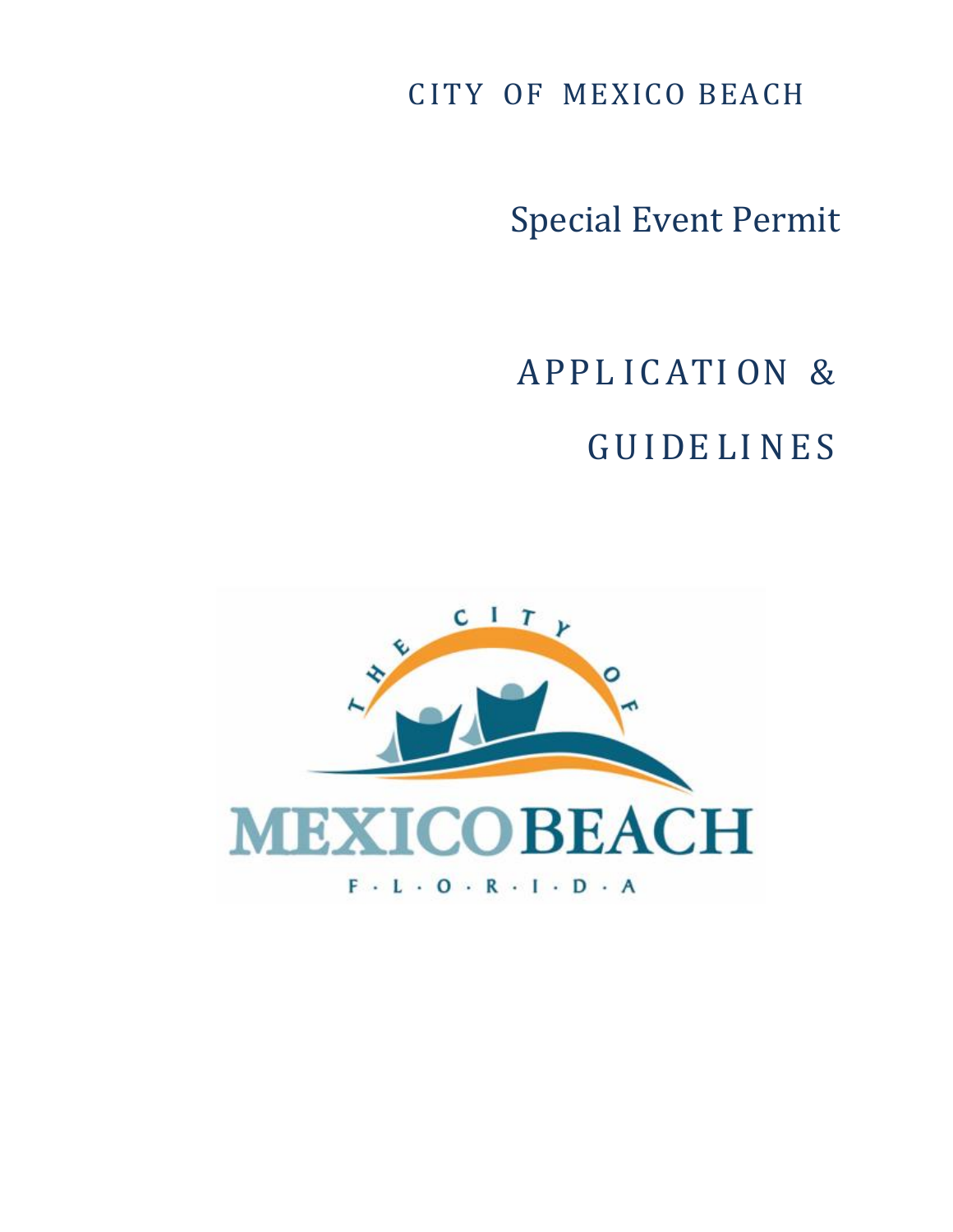CITY OF MEXICO BEACH

# Special Event Permit

# APPLICATION & GUIDELINES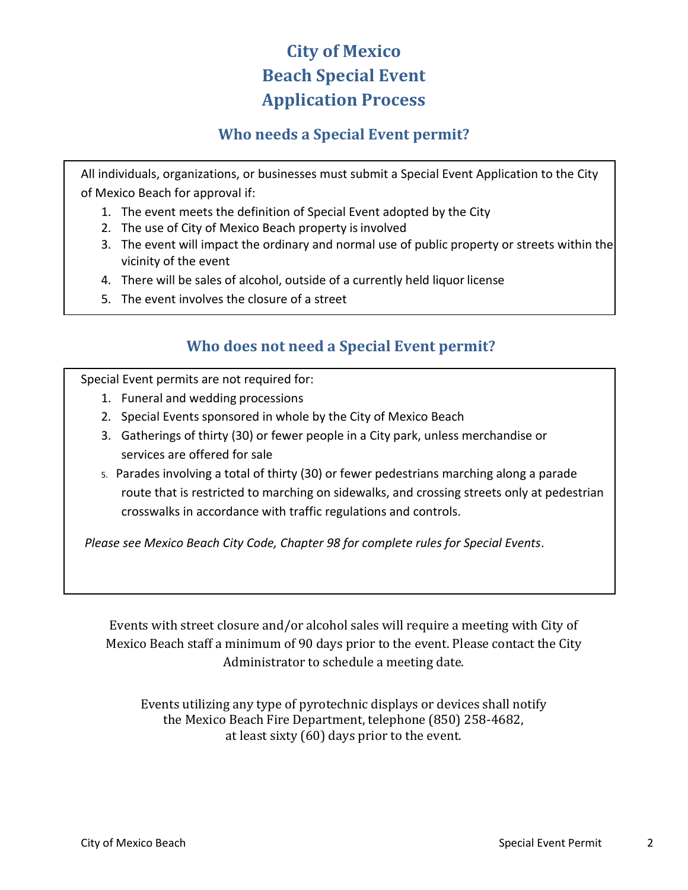# City of Mexico Beach Special Event Application Process

## Who needs a Special Event permit?

All individuals, organizations, or businesses must submit a Special Event Application to the City of Mexico Beach for approval if:

1. The event meets the definition of Special Event adopted by the City
2. The use of City of Mexico Beach property is involved
3. The event will impact the ordinary and normal use of public property or streets within the vicinity of the event
4. There will be sales of alcohol, outside of a currently held liquor license
5. The event involves the closure of a street

## Who does not need a Special Event permit?

Special Event permits are not required for:

1. Funeral and wedding processions
2. Special Events sponsored in whole by the City of Mexico Beach
3. Gatherings of thirty (30) or fewer people in a City park, unless merchandise or services are offered for sale

5. Parades involving a total of thirty (30) or fewer pedestrians marching along a parade route that is restricted to marching on sidewalks, and crossing streets only at pedestrian crosswalks in accordance with traffic regulations and controls.

*Please see Mexico Beach City Code, Chapter 98 for complete rules for Special Events*.

Events with street closure and/or alcohol sales will require a meeting with City of Mexico Beach staff a minimum of 90 days prior to the event. Please contact the City Administrator to schedule a meeting date.

Events utilizing any type of pyrotechnic displays or devices shall notify the Mexico Beach Fire Department, telephone (850) 258-4682, at least sixty (60) days prior to the event.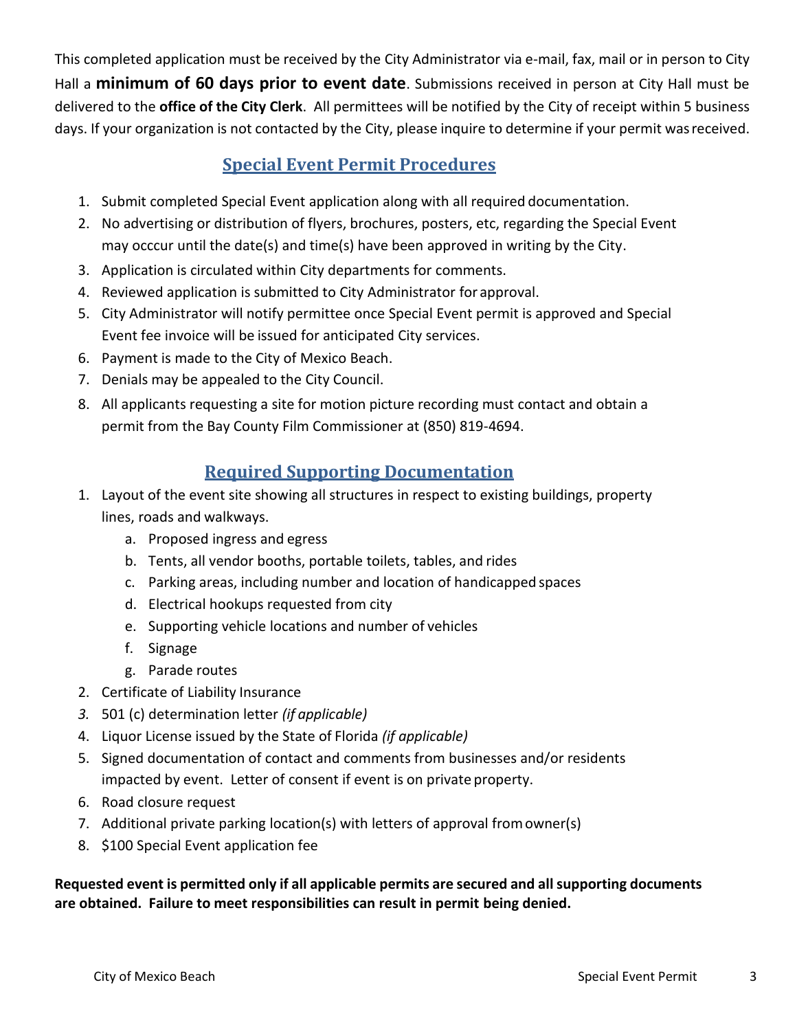This completed application must be received by the City Administrator via e-mail, fax, mail or in person to City Hall a **minimum of 60 days prior to event date**. Submissions received in person at City Hall must be delivered to the **office of the City Clerk**. All permittees will be notified by the City of receipt within 5 business days. If your organization is not contacted by the City, please inquire to determine if your permit was received.

## Special Event Permit Procedures

1. Submit completed Special Event application along with all required documentation.
2. No advertising or distribution of flyers, brochures, posters, etc, regarding the Special Event may occcur until the date(s) and time(s) have been approved in writing by the City.
3. Application is circulated within City departments for comments.
4. Reviewed application is submitted to City Administrator for approval.
5. City Administrator will notify permittee once Special Event permit is approved and Special Event fee invoice will be issued for anticipated City services.
6. Payment is made to the City of Mexico Beach.
7. Denials may be appealed to the City Council.
8. All applicants requesting a site for motion picture recording must contact and obtain a permit from the Bay County Film Commissioner at (850) 819-4694.

## Required Supporting Documentation

1. Layout of the event site showing all structures in respect to existing buildings, property lines, roads and walkways.
   a. Proposed ingress and egress
   b. Tents, all vendor booths, portable toilets, tables, and rides
   c. Parking areas, including number and location of handicapped spaces
   d. Electrical hookups requested from city
   e. Supporting vehicle locations and number of vehicles
   f. Signage
   g. Parade routes
2. Certificate of Liability Insurance
3. 501 (c) determination letter *(if applicable)*
4. Liquor License issued by the State of Florida *(if applicable)*
5. Signed documentation of contact and comments from businesses and/or residents impacted by event. Letter of consent if event is on private property.
6. Road closure request
7. Additional private parking location(s) with letters of approval from owner(s)
8. $100 Special Event application fee

**Requested event is permitted only if all applicable permits are secured and all supporting documents are obtained. Failure to meet responsibilities can result in permit being denied.**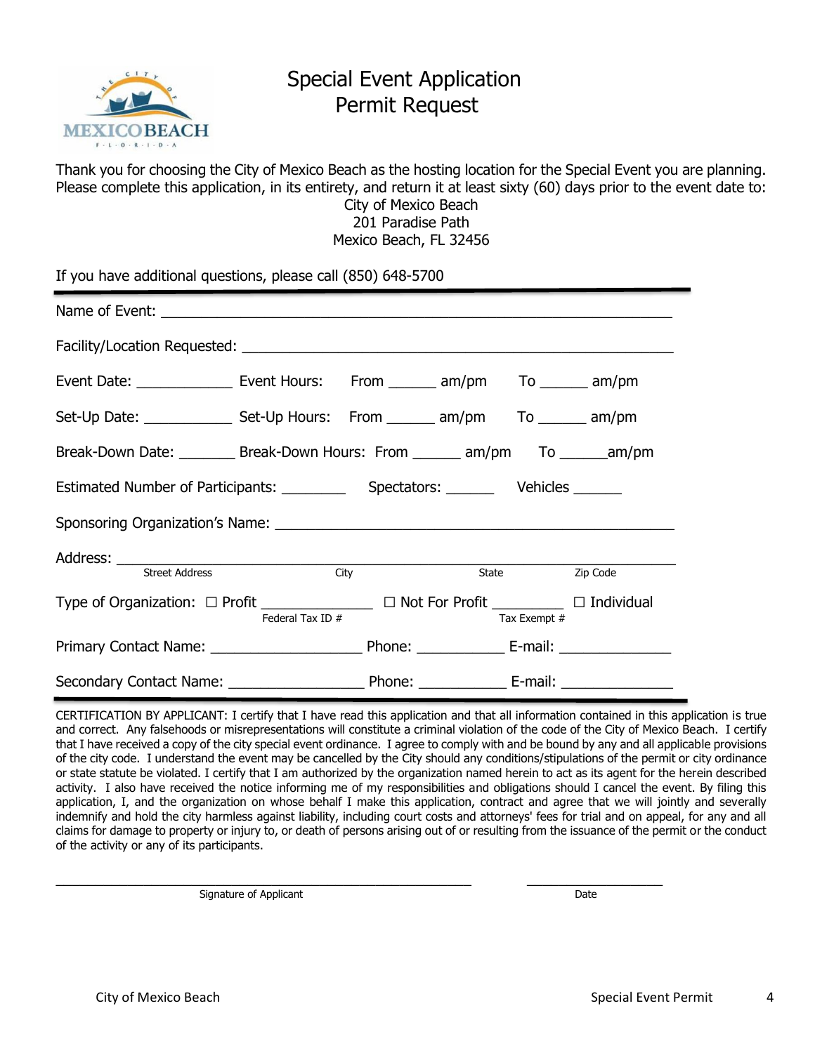# Special Event Application
## Permit Request

Thank you for choosing the City of Mexico Beach as the hosting location for the Special Event you are planning. Please complete this application, in its entirety, and return it at least sixty (60) days prior to the event date to:

City of Mexico Beach
201 Paradise Path
Mexico Beach, FL 32456

If you have additional questions, please call (850) 648-5700

---

Name of Event: ______________________________________________________________

Facility/Location Requested: _____________________________________________________

Event Date: ____________ Event Hours: From ______ am/pm To ______ am/pm

Set-Up Date: ___________ Set-Up Hours: From ______ am/pm To ______ am/pm

Break-Down Date: _______ Break-Down Hours: From ______ am/pm To ______am/pm

Estimated Number of Participants: ________ Spectators: ______ Vehicles ______

Sponsoring Organization's Name: _________________________________________________

Address: ______________________________________________________________________
Street Address City State Zip Code

Type of Organization: ☐ Profit ______________ ☐ Not For Profit _________ ☐ Individual
Federal Tax ID # Tax Exempt #

Primary Contact Name: ___________________ Phone: ___________ E-mail: ______________

Secondary Contact Name: _________________ Phone: ___________ E-mail: ______________

---

CERTIFICATION BY APPLICANT: I certify that I have read this application and that all information contained in this application is true and correct. Any falsehoods or misrepresentations will constitute a criminal violation of the code of the City of Mexico Beach. I certify that I have received a copy of the city special event ordinance. I agree to comply with and be bound by any and all applicable provisions of the city code. I understand the event may be cancelled by the City should any conditions/stipulations of the permit or city ordinance or state statute be violated. I certify that I am authorized by the organization named herein to act as its agent for the herein described activity. I also have received the notice informing me of my responsibilities and obligations should I cancel the event. By filing this application, I, and the organization on whose behalf I make this application, contract and agree that we will jointly and severally indemnify and hold the city harmless against liability, including court costs and attorneys' fees for trial and on appeal, for any and all claims for damage to property or injury to, or death of persons arising out of or resulting from the issuance of the permit or the conduct of the activity or any of its participants.

_______________________________________________ ____________________
Signature of Applicant Date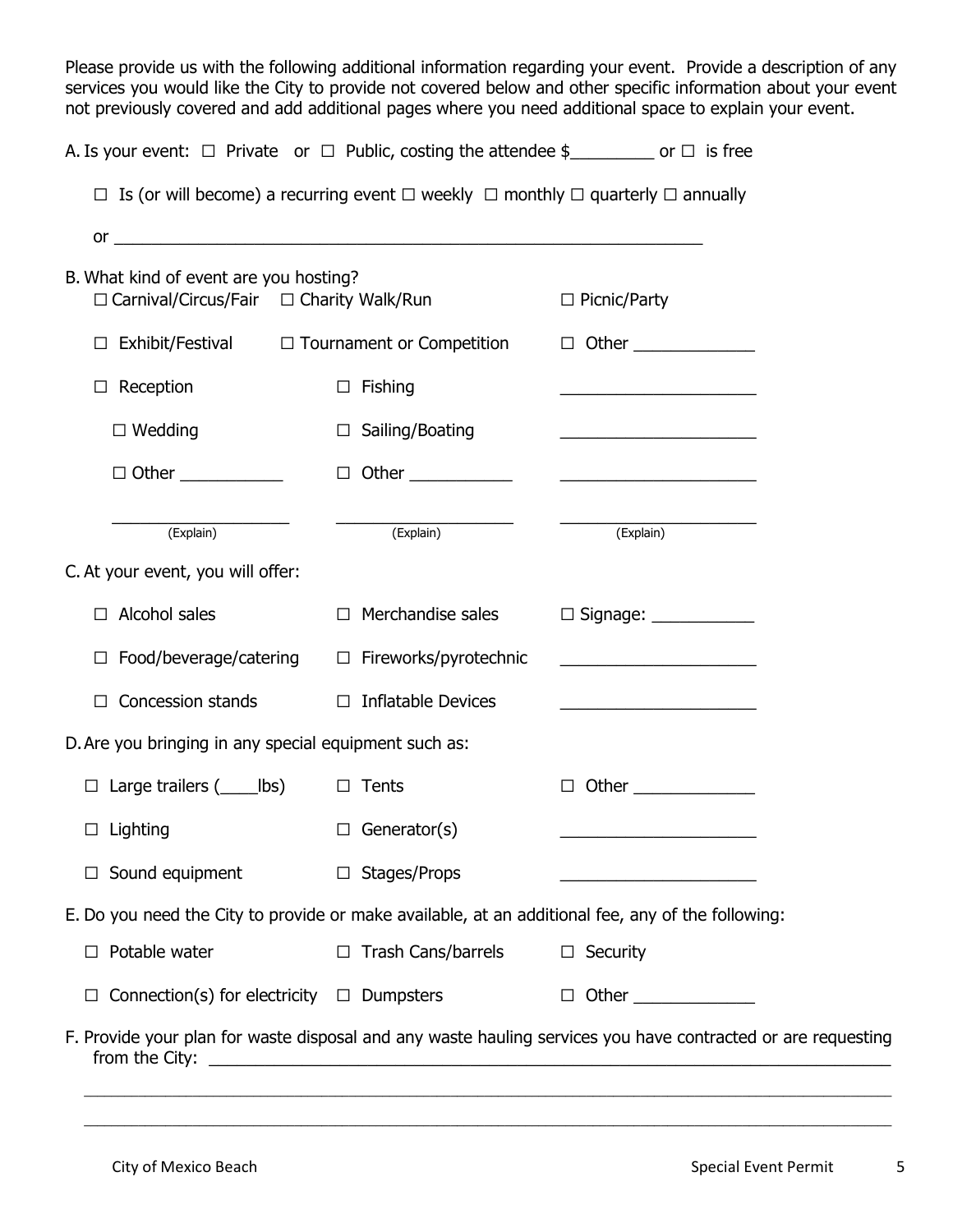Please provide us with the following additional information regarding your event. Provide a description of any services you would like the City to provide not covered below and other specific information about your event not previously covered and add additional pages where you need additional space to explain your event.

A. Is your event: ☐ Private or ☐ Public, costing the attendee $_________ or ☐ is free

☐ Is (or will become) a recurring event ☐ weekly ☐ monthly ☐ quarterly ☐ annually

or ________________________________________________________________

B. What kind of event are you hosting?

| | | |
|---|---|---|
| ☐ Carnival/Circus/Fair | ☐ Charity Walk/Run | ☐ Picnic/Party |
| ☐ Exhibit/Festival | ☐ Tournament or Competition | ☐ Other _____________ |
| ☐ Reception | ☐ Fishing | _____________________ |
| ☐ Wedding | ☐ Sailing/Boating | _____________________ |
| ☐ Other ___________ | ☐ Other ___________ | _____________________ |
| ___________________ (Explain) | ___________________ (Explain) | _____________________ (Explain) |

C. At your event, you will offer:

| | | |
|---|---|---|
| ☐ Alcohol sales | ☐ Merchandise sales | ☐ Signage: ___________ |
| ☐ Food/beverage/catering | ☐ Fireworks/pyrotechnic | _____________________ |
| ☐ Concession stands | ☐ Inflatable Devices | _____________________ |

D. Are you bringing in any special equipment such as:

| | | |
|---|---|---|
| ☐ Large trailers (____lbs) | ☐ Tents | ☐ Other _____________ |
| ☐ Lighting | ☐ Generator(s) | _____________________ |
| ☐ Sound equipment | ☐ Stages/Props | _____________________ |

E. Do you need the City to provide or make available, at an additional fee, any of the following:

| | | |
|---|---|---|
| ☐ Potable water | ☐ Trash Cans/barrels | ☐ Security |
| ☐ Connection(s) for electricity | ☐ Dumpsters | ☐ Other _____________ |

F. Provide your plan for waste disposal and any waste hauling services you have contracted or are requesting from the City: ______________________________________________________________

________________________________________________________________________________

________________________________________________________________________________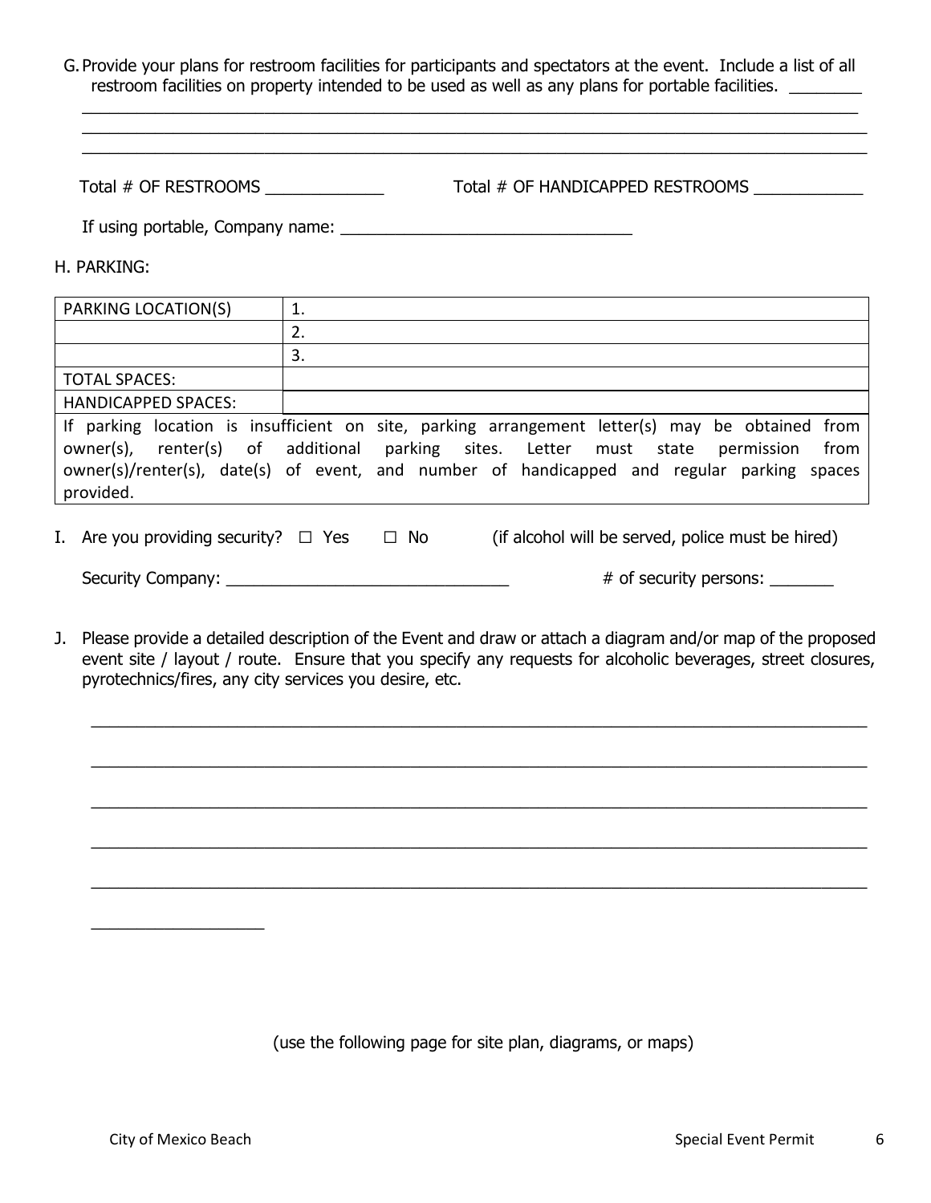G. Provide your plans for restroom facilities for participants and spectators at the event. Include a list of all restroom facilities on property intended to be used as well as any plans for portable facilities. ________
_____________________________________________________________________________________
_____________________________________________________________________________________
_____________________________________________________________________________________

Total # OF RESTROOMS _____________ Total # OF HANDICAPPED RESTROOMS ____________

If using portable, Company name: _______________________________

H. PARKING:

| PARKING LOCATION(S) | 1. |
|---|---|
| | 2. |
| | 3. |
| TOTAL SPACES: | |
| HANDICAPPED SPACES: | |
| If parking location is insufficient on site, parking arrangement letter(s) may be obtained from owner(s), renter(s) of additional parking sites. Letter must state permission from owner(s)/renter(s), date(s) of event, and number of handicapped and regular parking spaces provided. | |

I. Are you providing security? ☐ Yes ☐ No (if alcohol will be served, police must be hired)

Security Company: _______________________________ # of security persons: _______

J. Please provide a detailed description of the Event and draw or attach a diagram and/or map of the proposed event site / layout / route. Ensure that you specify any requests for alcoholic beverages, street closures, pyrotechnics/fires, any city services you desire, etc.

_____________________________________________________________________________________

_____________________________________________________________________________________

_____________________________________________________________________________________

_____________________________________________________________________________________

_____________________________________________________________________________________

___________________

(use the following page for site plan, diagrams, or maps)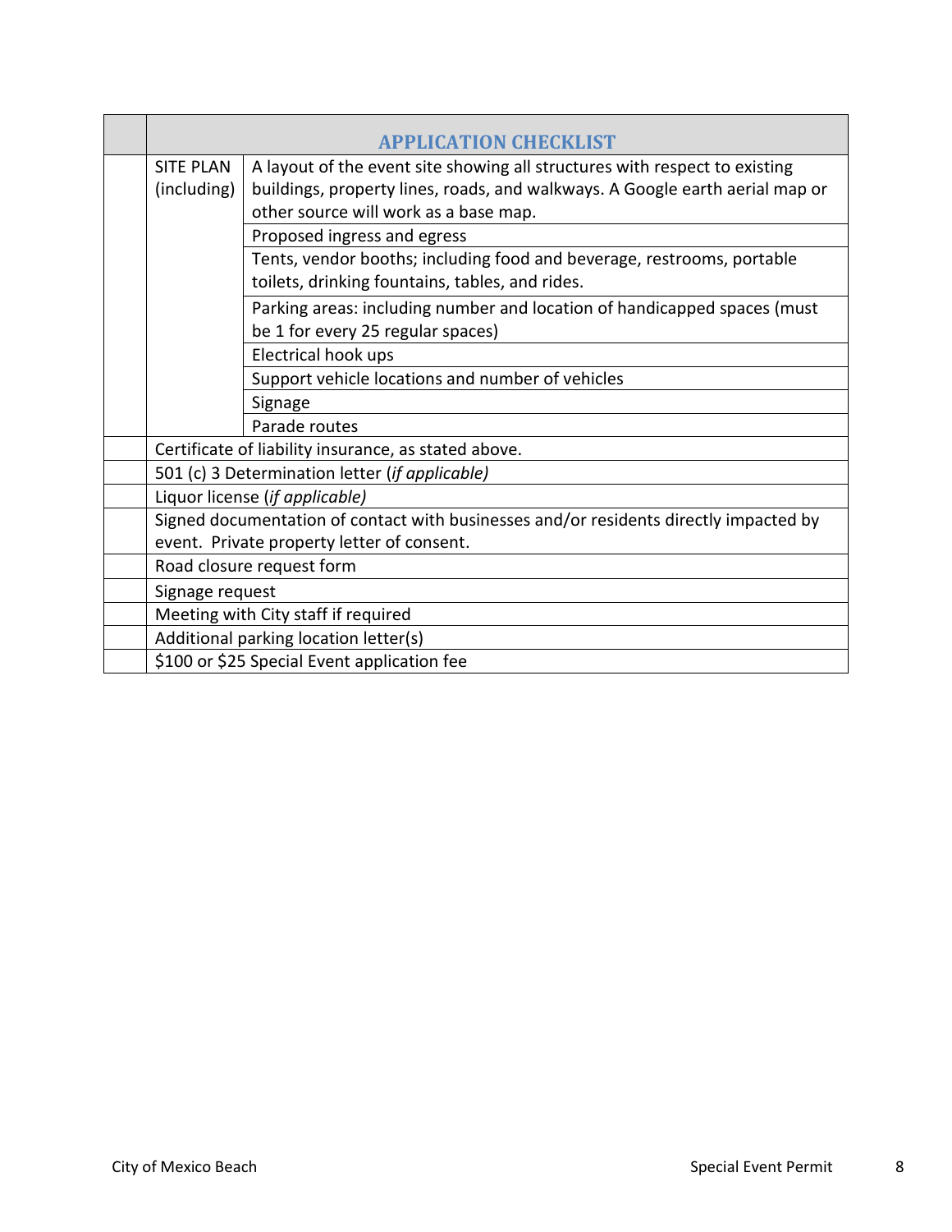| | APPLICATION CHECKLIST | |
|---|---|---|
| | SITE PLAN (including) | A layout of the event site showing all structures with respect to existing buildings, property lines, roads, and walkways. A Google earth aerial map or other source will work as a base map. |
| | | Proposed ingress and egress |
| | | Tents, vendor booths; including food and beverage, restrooms, portable toilets, drinking fountains, tables, and rides. |
| | | Parking areas: including number and location of handicapped spaces (must be 1 for every 25 regular spaces) |
| | | Electrical hook ups |
| | | Support vehicle locations and number of vehicles |
| | | Signage |
| | | Parade routes |
| | Certificate of liability insurance, as stated above. | |
| | 501 (c) 3 Determination letter (*if applicable)* | |
| | Liquor license (*if applicable)* | |
| | Signed documentation of contact with businesses and/or residents directly impacted by event. Private property letter of consent. | |
| | Road closure request form | |
| | Signage request | |
| | Meeting with City staff if required | |
| | Additional parking location letter(s) | |
| | $100 or $25 Special Event application fee | |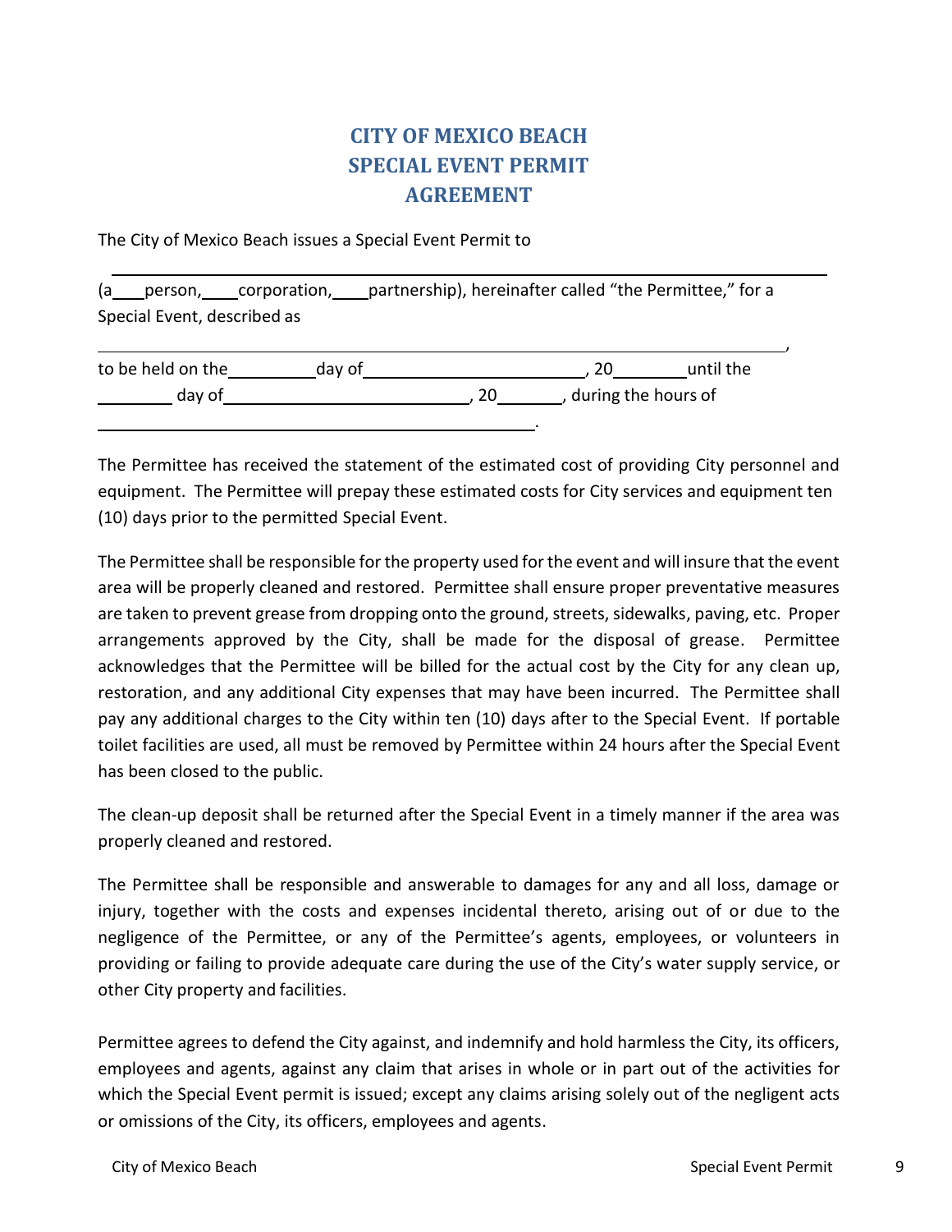# CITY OF MEXICO BEACH
# SPECIAL EVENT PERMIT
# AGREEMENT

The City of Mexico Beach issues a Special Event Permit to

______________________________________________________________________________

(a____person,____corporation,____partnership), hereinafter called "the Permittee," for a Special Event, described as

______________________________________________________________________________,

to be held on the__________day of________________________, 20________until the ________ day of__________________________, 20_______, during the hours of ______________________________________________.

The Permittee has received the statement of the estimated cost of providing City personnel and equipment. The Permittee will prepay these estimated costs for City services and equipment ten (10) days prior to the permitted Special Event.

The Permittee shall be responsible for the property used for the event and will insure that the event area will be properly cleaned and restored. Permittee shall ensure proper preventative measures are taken to prevent grease from dropping onto the ground, streets, sidewalks, paving, etc. Proper arrangements approved by the City, shall be made for the disposal of grease. Permittee acknowledges that the Permittee will be billed for the actual cost by the City for any clean up, restoration, and any additional City expenses that may have been incurred. The Permittee shall pay any additional charges to the City within ten (10) days after to the Special Event. If portable toilet facilities are used, all must be removed by Permittee within 24 hours after the Special Event has been closed to the public.

The clean-up deposit shall be returned after the Special Event in a timely manner if the area was properly cleaned and restored.

The Permittee shall be responsible and answerable to damages for any and all loss, damage or injury, together with the costs and expenses incidental thereto, arising out of or due to the negligence of the Permittee, or any of the Permittee's agents, employees, or volunteers in providing or failing to provide adequate care during the use of the City's water supply service, or other City property and facilities.

Permittee agrees to defend the City against, and indemnify and hold harmless the City, its officers, employees and agents, against any claim that arises in whole or in part out of the activities for which the Special Event permit is issued; except any claims arising solely out of the negligent acts or omissions of the City, its officers, employees and agents.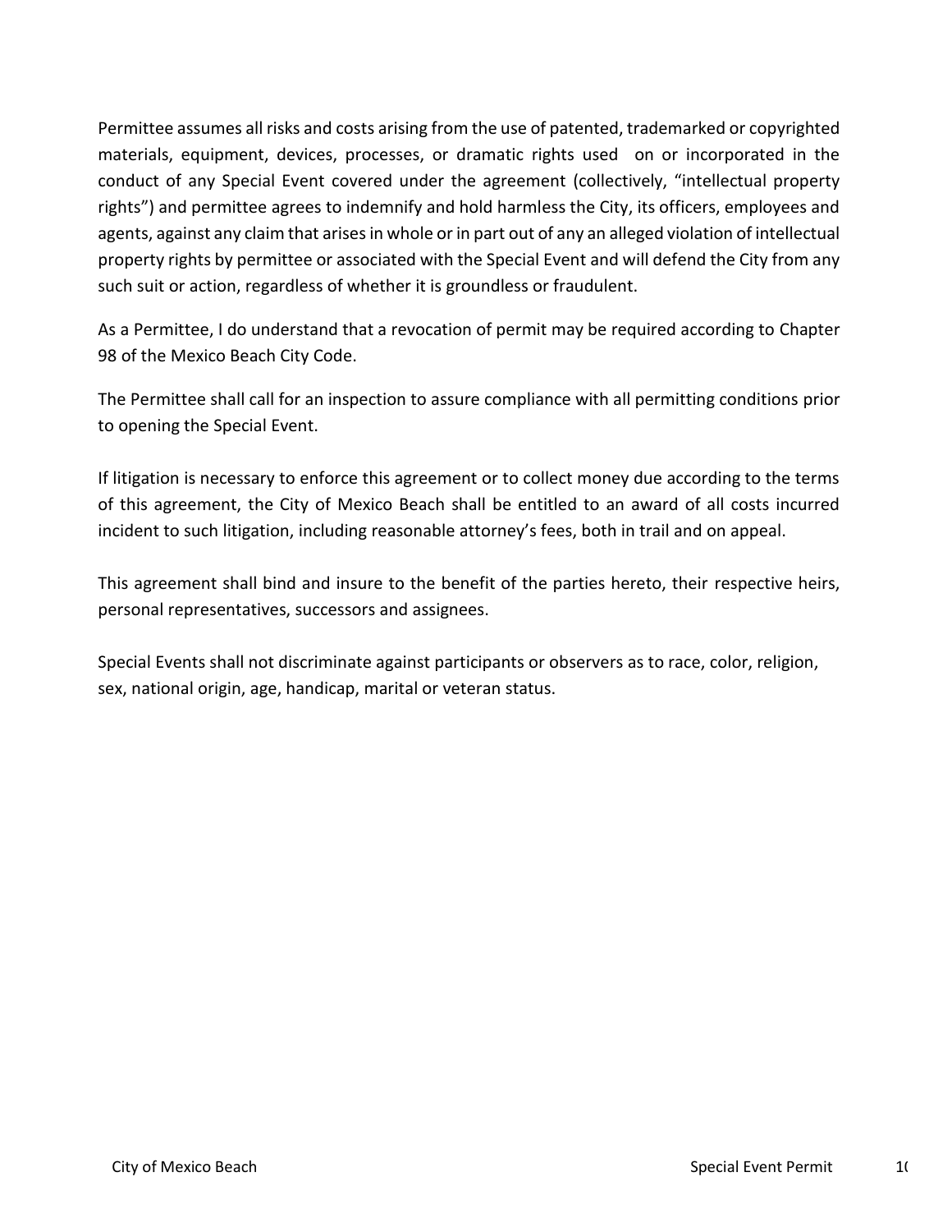Permittee assumes all risks and costs arising from the use of patented, trademarked or copyrighted materials, equipment, devices, processes, or dramatic rights used on or incorporated in the conduct of any Special Event covered under the agreement (collectively, "intellectual property rights") and permittee agrees to indemnify and hold harmless the City, its officers, employees and agents, against any claim that arises in whole or in part out of any an alleged violation of intellectual property rights by permittee or associated with the Special Event and will defend the City from any such suit or action, regardless of whether it is groundless or fraudulent.

As a Permittee, I do understand that a revocation of permit may be required according to Chapter 98 of the Mexico Beach City Code.

The Permittee shall call for an inspection to assure compliance with all permitting conditions prior to opening the Special Event.

If litigation is necessary to enforce this agreement or to collect money due according to the terms of this agreement, the City of Mexico Beach shall be entitled to an award of all costs incurred incident to such litigation, including reasonable attorney's fees, both in trail and on appeal.

This agreement shall bind and insure to the benefit of the parties hereto, their respective heirs, personal representatives, successors and assignees.

Special Events shall not discriminate against participants or observers as to race, color, religion, sex, national origin, age, handicap, marital or veteran status.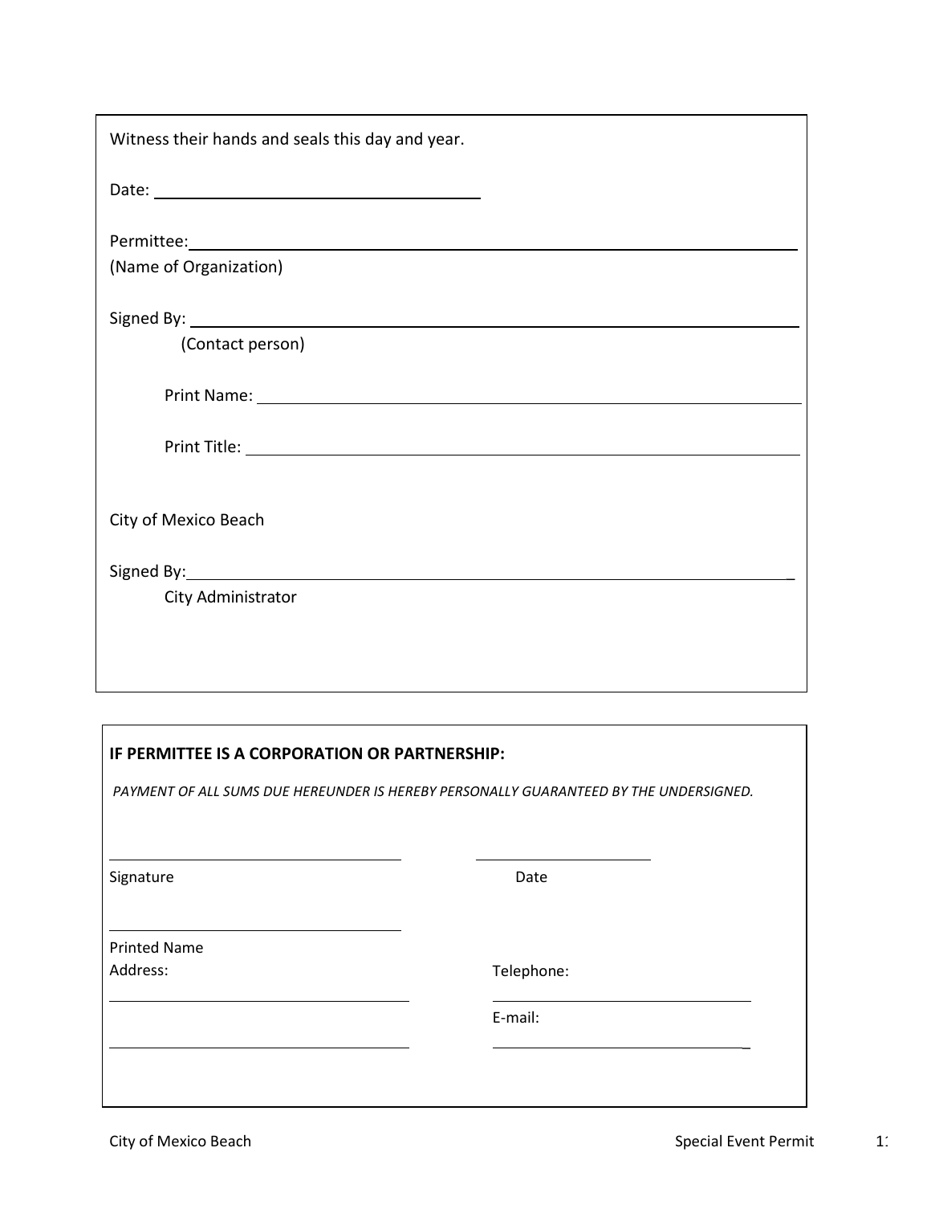Witness their hands and seals this day and year.

Date: ____________________________________

Permittee: ____________________________________________________________________
(Name of Organization)

Signed By: ____________________________________________________________________
(Contact person)

Print Name: ______________________________________________________________

Print Title: ______________________________________________________________

City of Mexico Beach

Signed By: ____________________________________________________________________
City Administrator

**IF PERMITTEE IS A CORPORATION OR PARTNERSHIP:**

*PAYMENT OF ALL SUMS DUE HEREUNDER IS HEREBY PERSONALLY GUARANTEED BY THE UNDERSIGNED.*

____________________________________ ______________________
Signature Date

____________________________________
Printed Name

Address: ____________________________________
____________________________________

Telephone: ________________________________

E-mail: ________________________________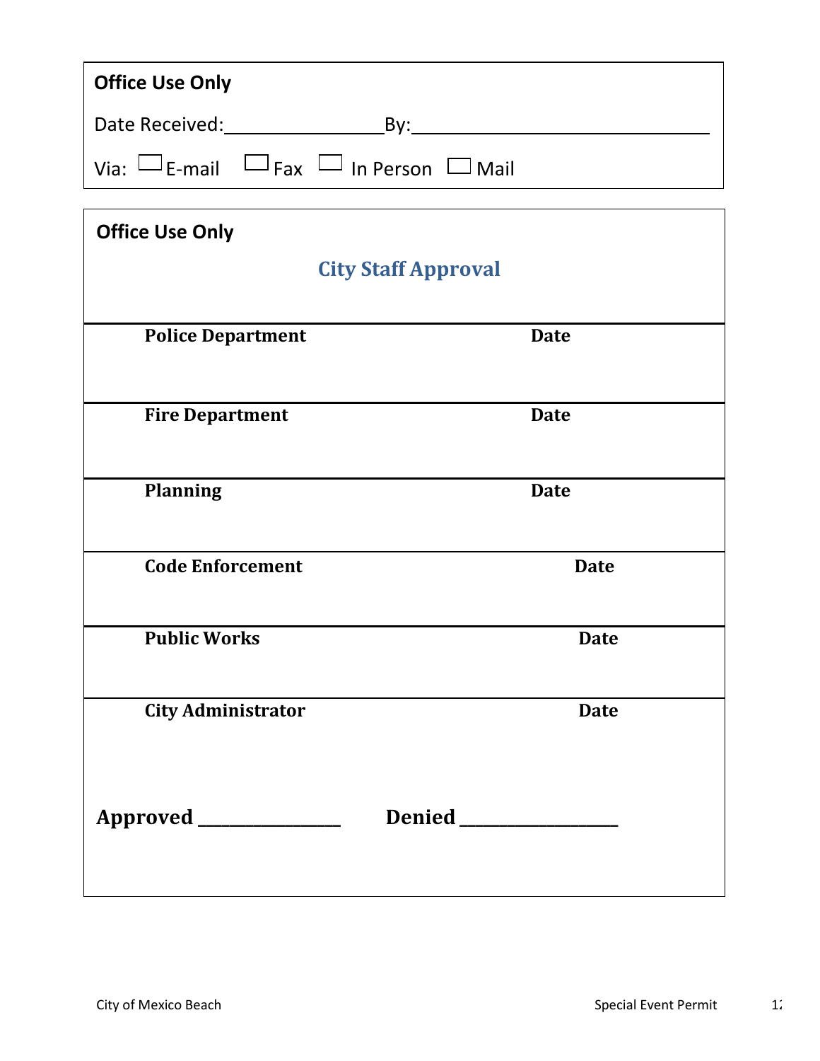**Office Use Only**

Date Received:________________By:_______________________________

Via: ☐ E-mail ☐ Fax ☐ In Person ☐ Mail

**Office Use Only**

## City Staff Approval

| | |
|---|---|
| **Police Department** | **Date** |
| **Fire Department** | **Date** |
| **Planning** | **Date** |
| **Code Enforcement** | **Date** |
| **Public Works** | **Date** |
| **City Administrator** | **Date** |

**Approved** ________________ **Denied** _________________